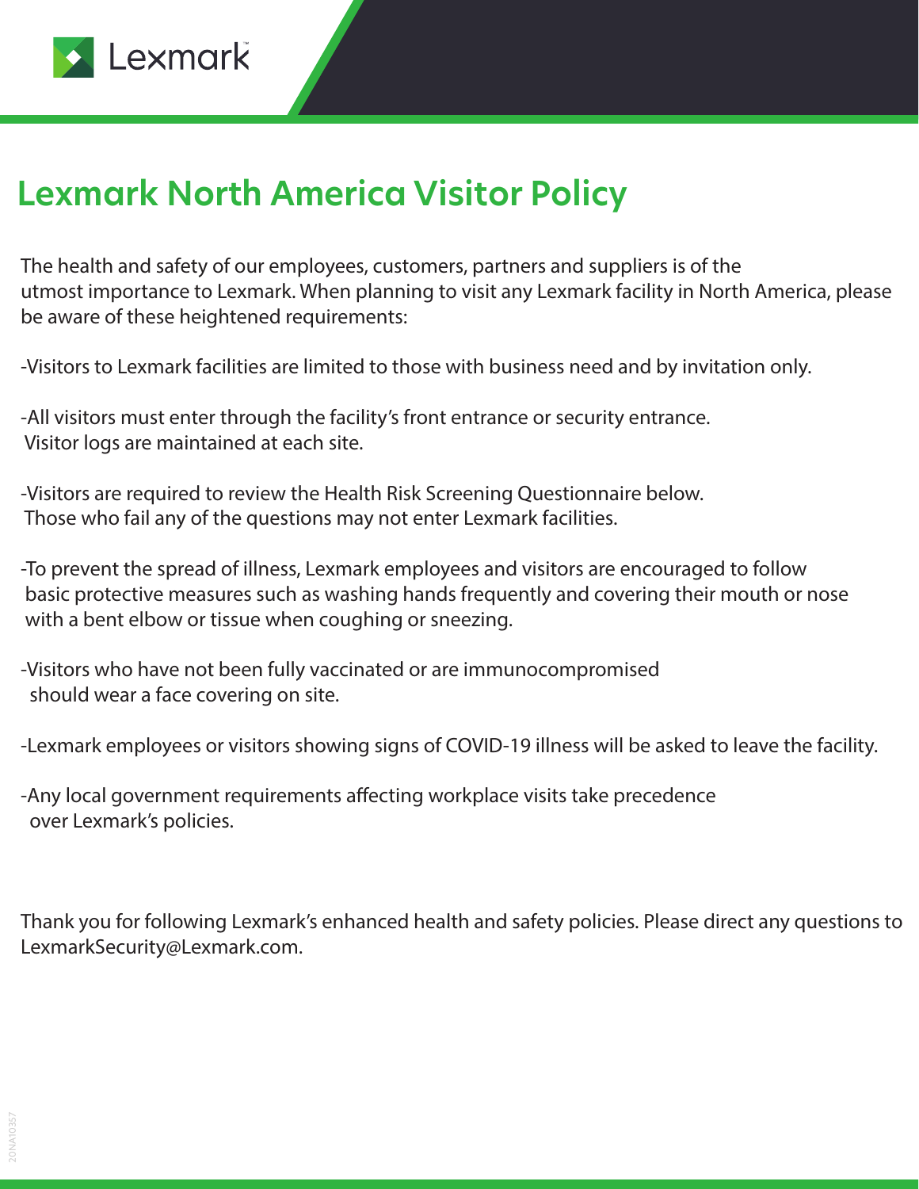Lexmark

# Lexmark North America Visitor Policy

The health and safety of our employees, customers, partners and suppliers is of the utmost importance to Lexmark. When planning to visit any Lexmark facility in North America, please be aware of these heightened requirements:

-Visitors to Lexmark facilities are limited to those with business need and by invitation only.

-All visitors must enter through the facility's front entrance or security entrance. Visitor logs are maintained at each site.

-Visitors are required to review the Health Risk Screening Questionnaire below. Those who fail any of the questions may not enter Lexmark facilities.

-To prevent the spread of illness, Lexmark employees and visitors are encouraged to follow basic protective measures such as washing hands frequently and covering their mouth or nose with a bent elbow or tissue when coughing or sneezing.

-Visitors who have not been fully vaccinated or are immunocompromised should wear a face covering on site.

-Lexmark employees or visitors showing signs of COVID-19 illness will be asked to leave the facility.

-Any local government requirements affecting workplace visits take precedence over Lexmark's policies.

Thank you for following Lexmark's enhanced health and safety policies. Please direct any questions to LexmarkSecurity@Lexmark.com.

20NA10357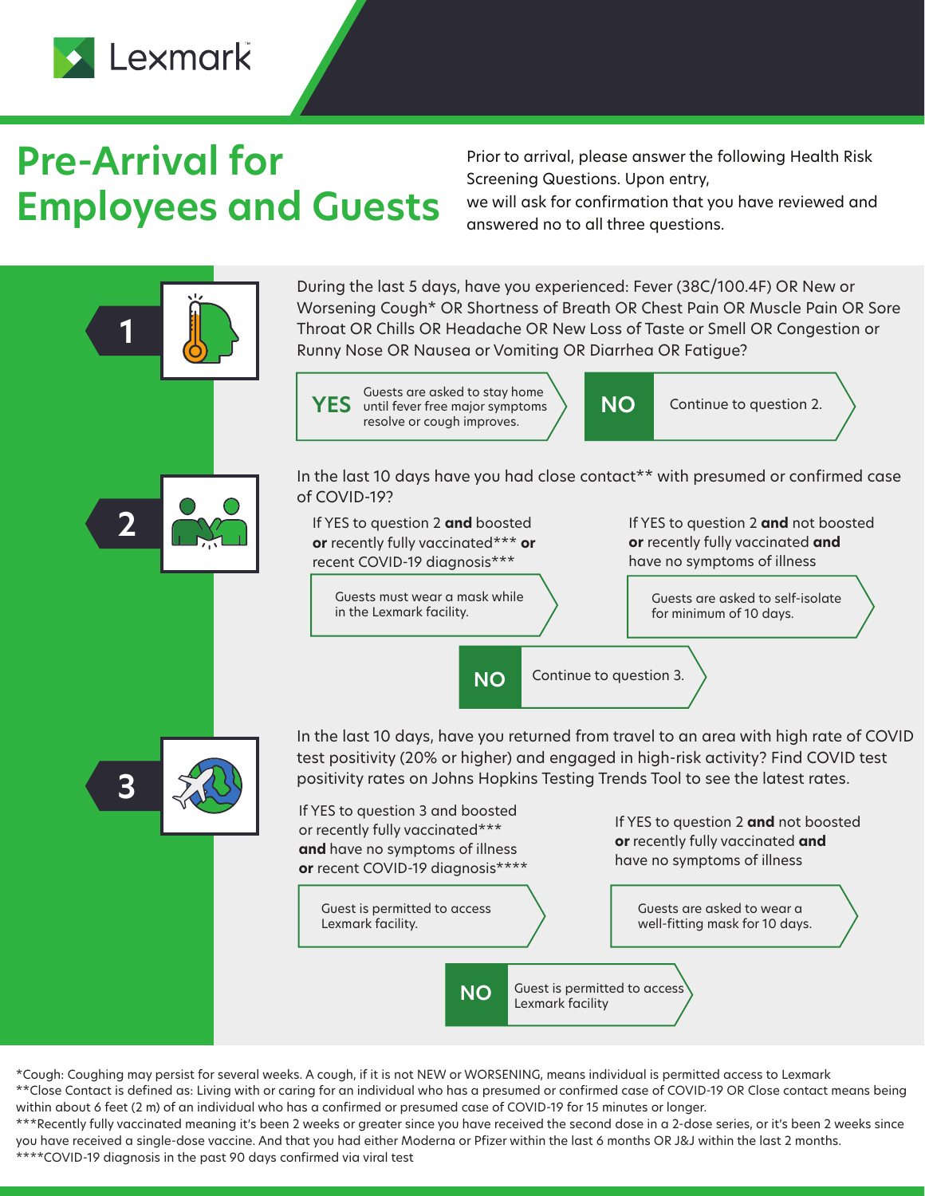# Pre-Arrival for Employees and Guests

Prior to arrival, please answer the following Health Risk Screening Questions. Upon entry, we will ask for confirmation that you have reviewed and answered no to all three questions.

## 1

During the last 5 days, have you experienced: Fever (38C/100.4F) OR New or Worsening Cough* OR Shortness of Breath OR Chest Pain OR Muscle Pain OR Sore Throat OR Chills OR Headache OR New Loss of Taste or Smell OR Congestion or Runny Nose OR Nausea or Vomiting OR Diarrhea OR Fatigue?

**YES** Guests are asked to stay home until fever free major symptoms resolve or cough improves.

**NO** Continue to question 2.

## 2

In the last 10 days have you had close contact** with presumed or confirmed case of COVID-19?

If YES to question 2 **and** boosted **or** recently fully vaccinated*** **or** recent COVID-19 diagnosis***

Guests must wear a mask while in the Lexmark facility.

If YES to question 2 **and** not boosted **or** recently fully vaccinated **and** have no symptoms of illness

Guests are asked to self-isolate for minimum of 10 days.

**NO** Continue to question 3.

## 3

In the last 10 days, have you returned from travel to an area with high rate of COVID test positivity (20% or higher) and engaged in high-risk activity? Find COVID test positivity rates on Johns Hopkins Testing Trends Tool to see the latest rates.

If YES to question 3 and boosted or recently fully vaccinated*** **and** have no symptoms of illness **or** recent COVID-19 diagnosis****

Guest is permitted to access Lexmark facility.

If YES to question 2 **and** not boosted **or** recently fully vaccinated **and** have no symptoms of illness

Guests are asked to wear a well-fitting mask for 10 days.

**NO** Guest is permitted to access Lexmark facility

*Cough: Coughing may persist for several weeks. A cough, if it is not NEW or WORSENING, means individual is permitted access to Lexmark

**Close Contact is defined as: Living with or caring for an individual who has a presumed or confirmed case of COVID-19 OR Close contact means being within about 6 feet (2 m) of an individual who has a confirmed or presumed case of COVID-19 for 15 minutes or longer.

***Recently fully vaccinated meaning it's been 2 weeks or greater since you have received the second dose in a 2-dose series, or it's been 2 weeks since you have received a single-dose vaccine. And that you had either Moderna or Pfizer within the last 6 months OR J&J within the last 2 months.

****COVID-19 diagnosis in the past 90 days confirmed via viral test